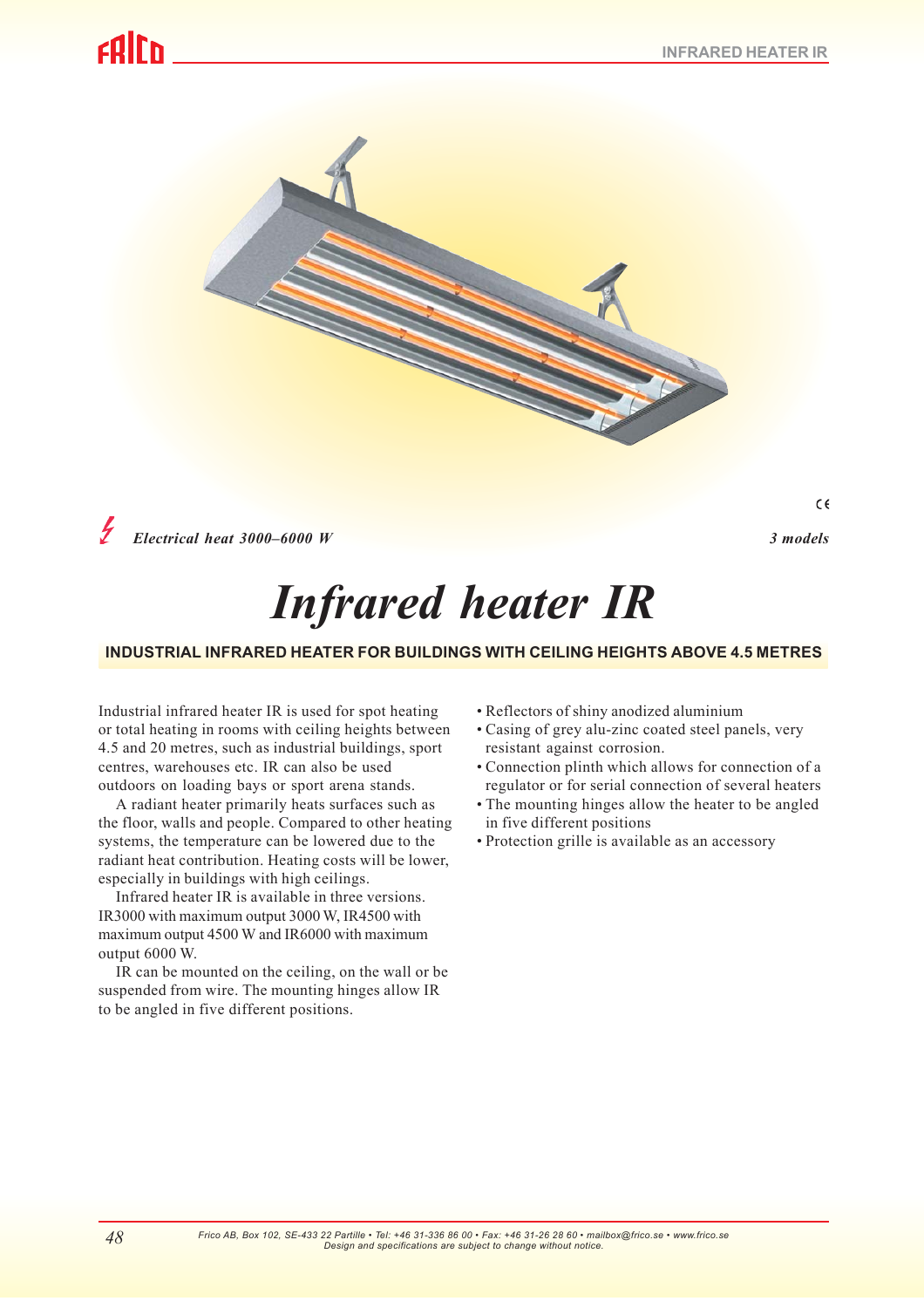*Electrical heat 3000–6000 W*

*3 models*

# Infrared heater IR

**INDUSTRIAL INFRARED HEATER FOR BUILDINGS WITH CEILING HEIGHTS ABOVE 4.5 METRES**

Industrial infrared heater IR is used for spot heating or total heating in rooms with ceiling heights between 4.5 and 20 metres, such as industrial buildings, sport centres, warehouses etc. IR can also be used outdoors on loading bays or sport arena stands.

A radiant heater primarily heats surfaces such as the floor, walls and people. Compared to other heating systems, the temperature can be lowered due to the radiant heat contribution. Heating costs will be lower, especially in buildings with high ceilings.

Infrared heater IR is available in three versions. IR3000 with maximum output 3000 W, IR4500 with maximum output 4500 W and IR6000 with maximum output 6000 W.

IR can be mounted on the ceiling, on the wall or be suspended from wire. The mounting hinges allow IR to be angled in five different positions.

- Reflectors of shiny anodized aluminium
- Casing of grey alu-zinc coated steel panels, very resistant against corrosion.
- Connection plinth which allows for connection of a regulator or for serial connection of several heaters
- The mounting hinges allow the heater to be angled in five different positions
- Protection grille is available as an accessory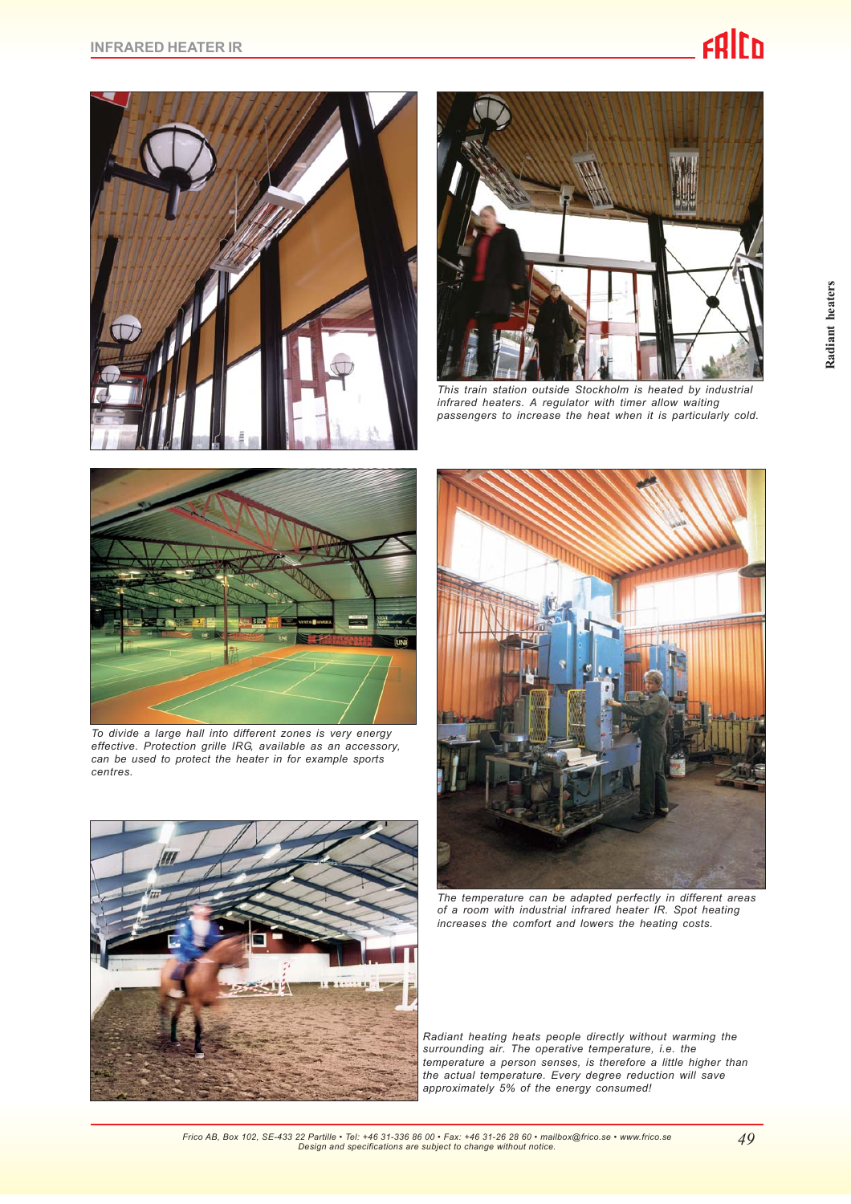This train station outside Stockholm is heated by industrial infrared heaters. A regulator with timer allow waiting passengers to increase the heat when it is particularly cold.

To divide a large hall into different zones is very energy effective. Protection grille IRG, available as an accessory, can be used to protect the heater in for example sports centres.

The temperature can be adapted perfectly in different areas of a room with industrial infrared heater IR. Spot heating increases the comfort and lowers the heating costs.

Radiant heating heats people directly without warming the surrounding air. The operative temperature, i.e. the temperature a person senses, is therefore a little higher than the actual temperature. Every degree reduction will save approximately 5% of the energy consumed!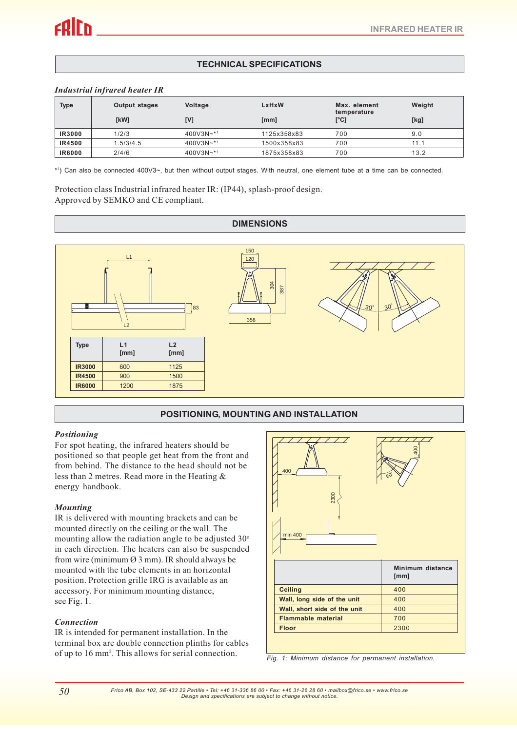## TECHNICAL SPECIFICATIONS

*Industrial infrared heater IR*

| Type | Output stages [kW] | Voltage [V] | LxHxW [mm] | Max. element temperature [°C] | Weight [kg] |
|---|---|---|---|---|---|
| IR3000 | 1/2/3 | 400V3N~*1 | 1125x358x83 | 700 | 9.0 |
| IR4500 | 1.5/3/4.5 | 400V3N~*1 | 1500x358x83 | 700 | 11.1 |
| IR6000 | 2/4/6 | 400V3N~*1 | 1875x358x83 | 700 | 13.2 |

*1) Can also be connected 400V3~, but then without output stages. With neutral, one element tube at a time can be connected.

Protection class Industrial infrared heater IR: (IP44), splash-proof design.
Approved by SEMKO and CE compliant.

## DIMENSIONS

| Type | L1 [mm] | L2 [mm] |
|---|---|---|
| IR3000 | 600 | 1125 |
| IR4500 | 900 | 1500 |
| IR6000 | 1200 | 1875 |

## POSITIONING, MOUNTING AND INSTALLATION

### *Positioning*

For spot heating, the infrared heaters should be positioned so that people get heat from the front and from behind. The distance to the head should not be less than 2 metres. Read more in the Heating & energy handbook.

### *Mounting*

IR is delivered with mounting brackets and can be mounted directly on the ceiling or the wall. The mounting allow the radiation angle to be adjusted 30° in each direction. The heaters can also be suspended from wire (minimum Ø 3 mm). IR should always be mounted with the tube elements in an horizontal position. Protection grille IRG is available as an accessory. For minimum mounting distance, see Fig. 1.

### *Connection*

IR is intended for permanent installation. In the terminal box are double connection plinths for cables of up to 16 mm². This allows for serial connection.

| | Minimum distance [mm] |
|---|---|
| Ceiling | 400 |
| Wall, long side of the unit | 400 |
| Wall, short side of the unit | 400 |
| Flammable material | 700 |
| Floor | 2300 |

*Fig. 1: Minimum distance for permanent installation.*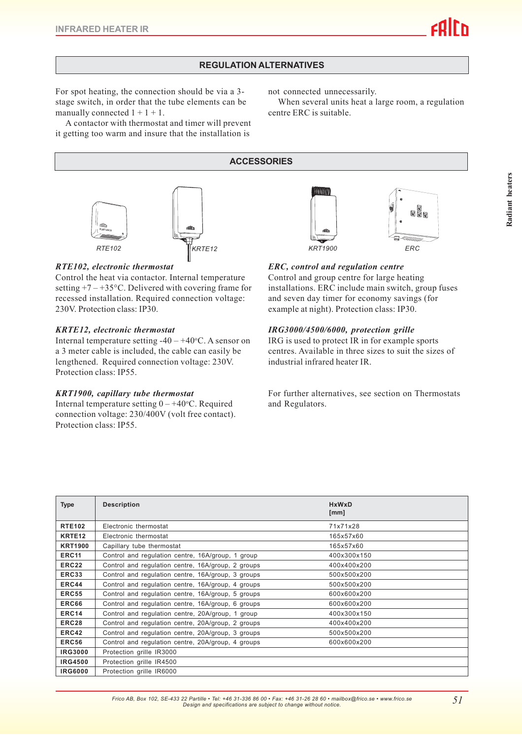## REGULATION ALTERNATIVES

For spot heating, the connection should be via a 3-stage switch, in order that the tube elements can be manually connected 1 + 1 + 1.

A contactor with thermostat and timer will prevent it getting too warm and insure that the installation is not connected unnecessarily.

When several units heat a large room, a regulation centre ERC is suitable.

## ACCESSORIES

RTE102 KRTE12 KRT1900 ERC

### *RTE102, electronic thermostat*

Control the heat via contactor. Internal temperature setting +7 – +35°C. Delivered with covering frame for recessed installation. Required connection voltage: 230V. Protection class: IP30.

### *KRTE12, electronic thermostat*

Internal temperature setting -40 – +40°C. A sensor on a 3 meter cable is included, the cable can easily be lengthened. Required connection voltage: 230V. Protection class: IP55.

### *KRT1900, capillary tube thermostat*

Internal temperature setting 0 – +40°C. Required connection voltage: 230/400V (volt free contact). Protection class: IP55.

### *ERC, control and regulation centre*

Control and group centre for large heating installations. ERC include main switch, group fuses and seven day timer for economy savings (for example at night). Protection class: IP30.

### *IRG3000/4500/6000, protection grille*

IRG is used to protect IR in for example sports centres. Available in three sizes to suit the sizes of industrial infrared heater IR.

For further alternatives, see section on Thermostats and Regulators.

| Type | Description | HxWxD [mm] |
|---|---|---|
| **RTE102** | Electronic thermostat | 71x71x28 |
| **KRTE12** | Electronic thermostat | 165x57x60 |
| **KRT1900** | Capillary tube thermostat | 165x57x60 |
| **ERC11** | Control and regulation centre, 16A/group, 1 group | 400x300x150 |
| **ERC22** | Control and regulation centre, 16A/group, 2 groups | 400x400x200 |
| **ERC33** | Control and regulation centre, 16A/group, 3 groups | 500x500x200 |
| **ERC44** | Control and regulation centre, 16A/group, 4 groups | 500x500x200 |
| **ERC55** | Control and regulation centre, 16A/group, 5 groups | 600x600x200 |
| **ERC66** | Control and regulation centre, 16A/group, 6 groups | 600x600x200 |
| **ERC14** | Control and regulation centre, 20A/group, 1 group | 400x300x150 |
| **ERC28** | Control and regulation centre, 20A/group, 2 groups | 400x400x200 |
| **ERC42** | Control and regulation centre, 20A/group, 3 groups | 500x500x200 |
| **ERC56** | Control and regulation centre, 20A/group, 4 groups | 600x600x200 |
| **IRG3000** | Protection grille IR3000 | |
| **IRG4500** | Protection grille IR4500 | |
| **IRG6000** | Protection grille IR6000 | |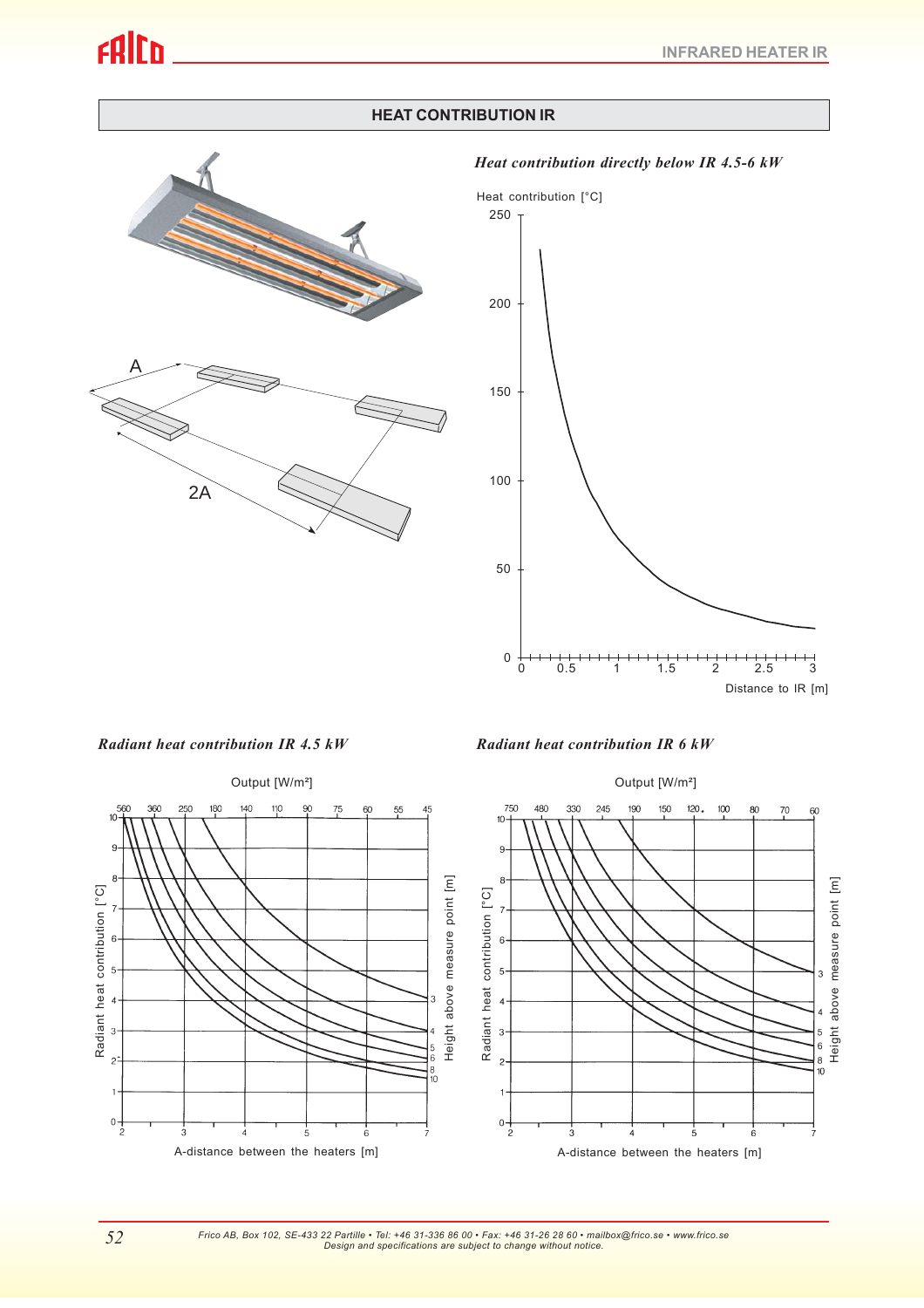## HEAT CONTRIBUTION IR

A

2A

*Heat contribution directly below IR 4.5-6 kW*

Heat contribution [°C]

250
200
150
100
50
0

0 0.5 1 1.5 2 2.5 3

Distance to IR [m]

*Radiant heat contribution IR 4.5 kW*

Output [W/m²]

560 360 250 180 140 110 90 75 60 55 45

Radiant heat contribution [°C]

Height above measure point [m]

3 4 5 6 8 10

A-distance between the heaters [m]

*Radiant heat contribution IR 6 kW*

Output [W/m²]

750 480 330 245 190 150 120 100 80 70 60

Radiant heat contribution [°C]

Height above measure point [m]

3 4 5 6 8 10

A-distance between the heaters [m]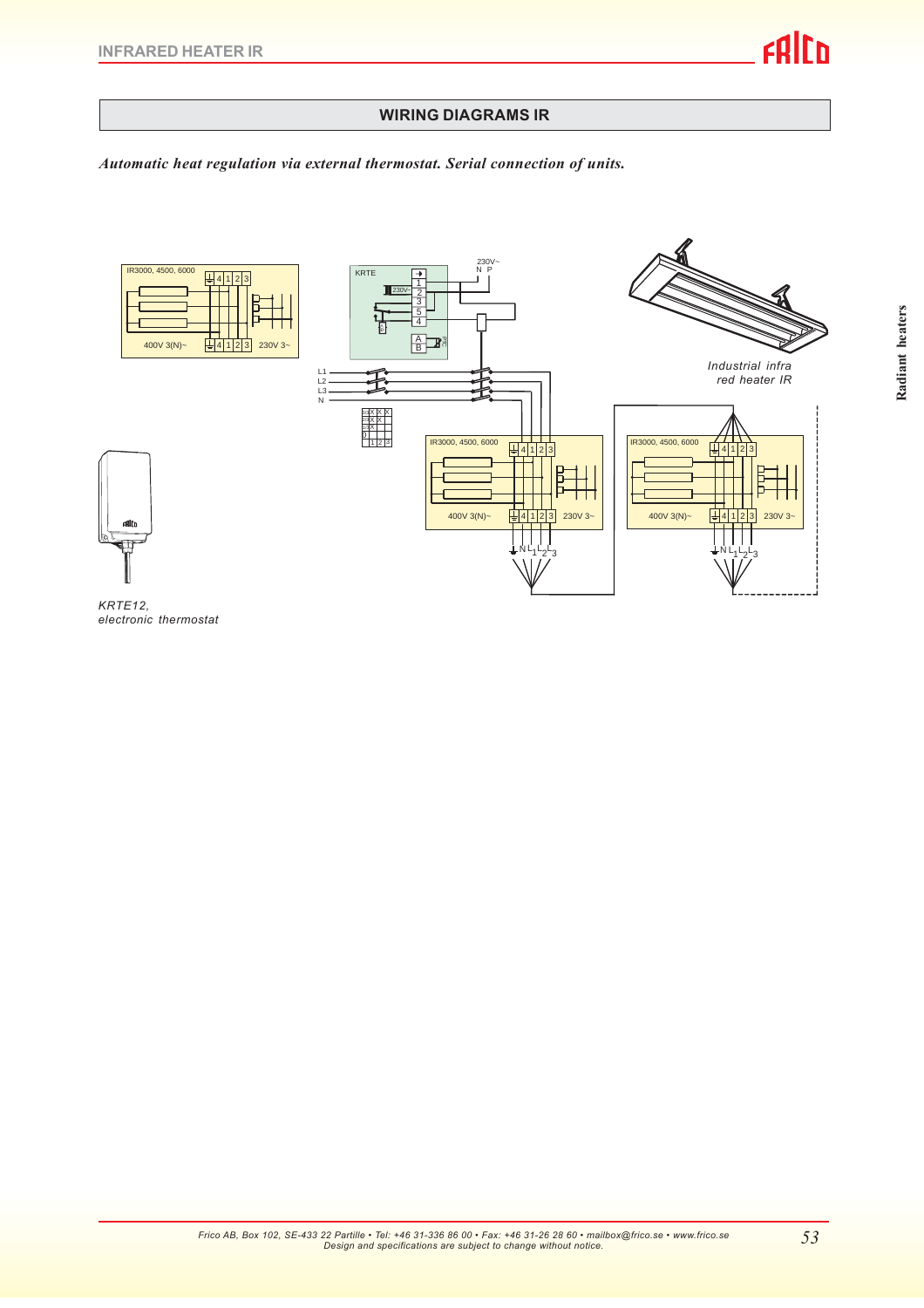## WIRING DIAGRAMS IR

*Automatic heat regulation via external thermostat. Serial connection of units.*

IR3000, 4500, 6000

4 1 2 3

400V 3(N)~

4 1 2 3

230V 3~

KRTE

230V~

N P

1 2 3 5 4

A B

L1
L2
L3
N

Industrial infra red heater IR

IR3000, 4500, 6000

400V 3(N)~

230V 3~

N L1 L2 L3

IR3000, 4500, 6000

400V 3(N)~

230V 3~

N L1 L2 L3

KRTE12, electronic thermostat